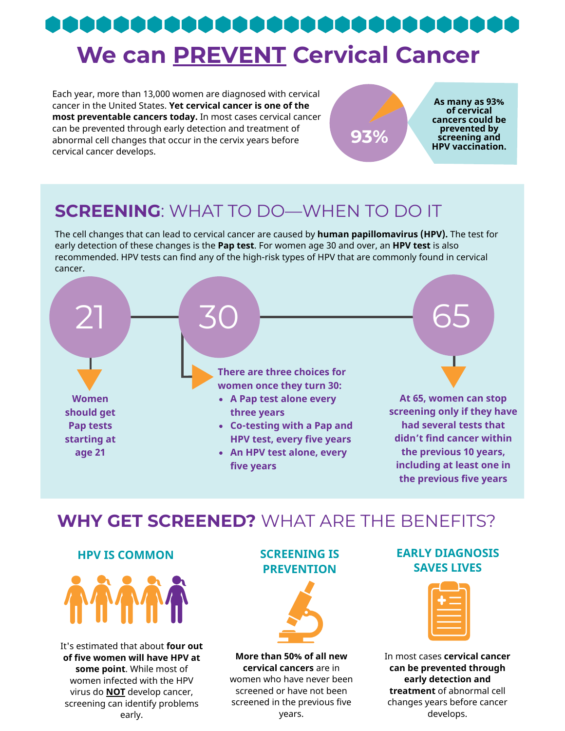# We can PREVENT Cervical Cancer

Each year, more than 13,000 women are diagnosed with cervical cancer in the United States. **Yet cervical cancer is one of the most preventable cancers today.** In most cases cervical cancer can be prevented through early detection and treatment of abnormal cell changes that occur in the cervix years before cervical cancer develops.

93%

**As many as 93% of cervical cancers could be prevented by screening and HPV vaccination.**

## SCREENING: WHAT TO DO—WHEN TO DO IT

The cell changes that can lead to cervical cancer are caused by **human papillomavirus (HPV).** The test for early detection of these changes is the **Pap test**. For women age 30 and over, an **HPV test** is also recommended. HPV tests can find any of the high-risk types of HPV that are commonly found in cervical cancer.

### 21

**Women should get Pap tests starting at age 21**

### 30

**There are three choices for women once they turn 30:**

- **A Pap test alone every three years**
- **Co-testing with a Pap and HPV test, every five years**
- **An HPV test alone, every five years**

### 65

**At 65, women can stop screening only if they have had several tests that didn't find cancer within the previous 10 years, including at least one in the previous five years**

## WHY GET SCREENED? WHAT ARE THE BENEFITS?

### HPV IS COMMON

It's estimated that about **four out of five women will have HPV at some point**. While most of women infected with the HPV virus do **NOT** develop cancer, screening can identify problems early.

### SCREENING IS PREVENTION

**More than 50% of all new cervical cancers** are in women who have never been screened or have not been screened in the previous five years.

### EARLY DIAGNOSIS SAVES LIVES

In most cases **cervical cancer can be prevented through early detection and treatment** of abnormal cell changes years before cancer develops.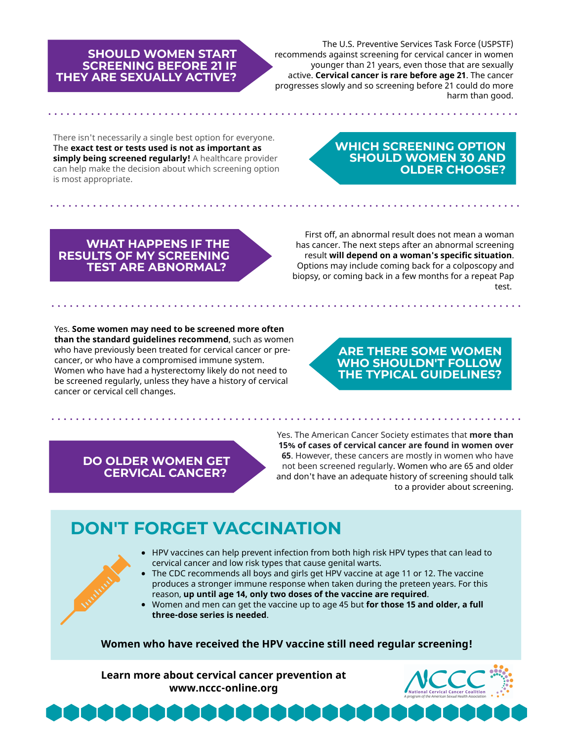## SHOULD WOMEN START SCREENING BEFORE 21 IF THEY ARE SEXUALLY ACTIVE?

The U.S. Preventive Services Task Force (USPSTF) recommends against screening for cervical cancer in women younger than 21 years, even those that are sexually active. **Cervical cancer is rare before age 21**. The cancer progresses slowly and so screening before 21 could do more harm than good.

## WHICH SCREENING OPTION SHOULD WOMEN 30 AND OLDER CHOOSE?

There isn't necessarily a single best option for everyone. **The exact test or tests used is not as important as simply being screened regularly!** A healthcare provider can help make the decision about which screening option is most appropriate.

## WHAT HAPPENS IF THE RESULTS OF MY SCREENING TEST ARE ABNORMAL?

First off, an abnormal result does not mean a woman has cancer. The next steps after an abnormal screening result **will depend on a woman's specific situation**. Options may include coming back for a colposcopy and biopsy, or coming back in a few months for a repeat Pap test.

## ARE THERE SOME WOMEN WHO SHOULDN'T FOLLOW THE TYPICAL GUIDELINES?

Yes. **Some women may need to be screened more often than the standard guidelines recommend**, such as women who have previously been treated for cervical cancer or pre-cancer, or who have a compromised immune system. Women who have had a hysterectomy likely do not need to be screened regularly, unless they have a history of cervical cancer or cervical cell changes.

## DO OLDER WOMEN GET CERVICAL CANCER?

Yes. The American Cancer Society estimates that **more than 15% of cases of cervical cancer are found in women over 65**. However, these cancers are mostly in women who have not been screened regularly. Women who are 65 and older and don't have an adequate history of screening should talk to a provider about screening.

## DON'T FORGET VACCINATION

- HPV vaccines can help prevent infection from both high risk HPV types that can lead to cervical cancer and low risk types that cause genital warts.
- The CDC recommends all boys and girls get HPV vaccine at age 11 or 12. The vaccine produces a stronger immune response when taken during the preteen years. For this reason, **up until age 14, only two doses of the vaccine are required**.
- Women and men can get the vaccine up to age 45 but **for those 15 and older, a full three-dose series is needed**.

**Women who have received the HPV vaccine still need regular screening!**

**Learn more about cervical cancer prevention at www.nccc-online.org**

NCCC
National Cervical Cancer Coalition
A program of the American Sexual Health Association